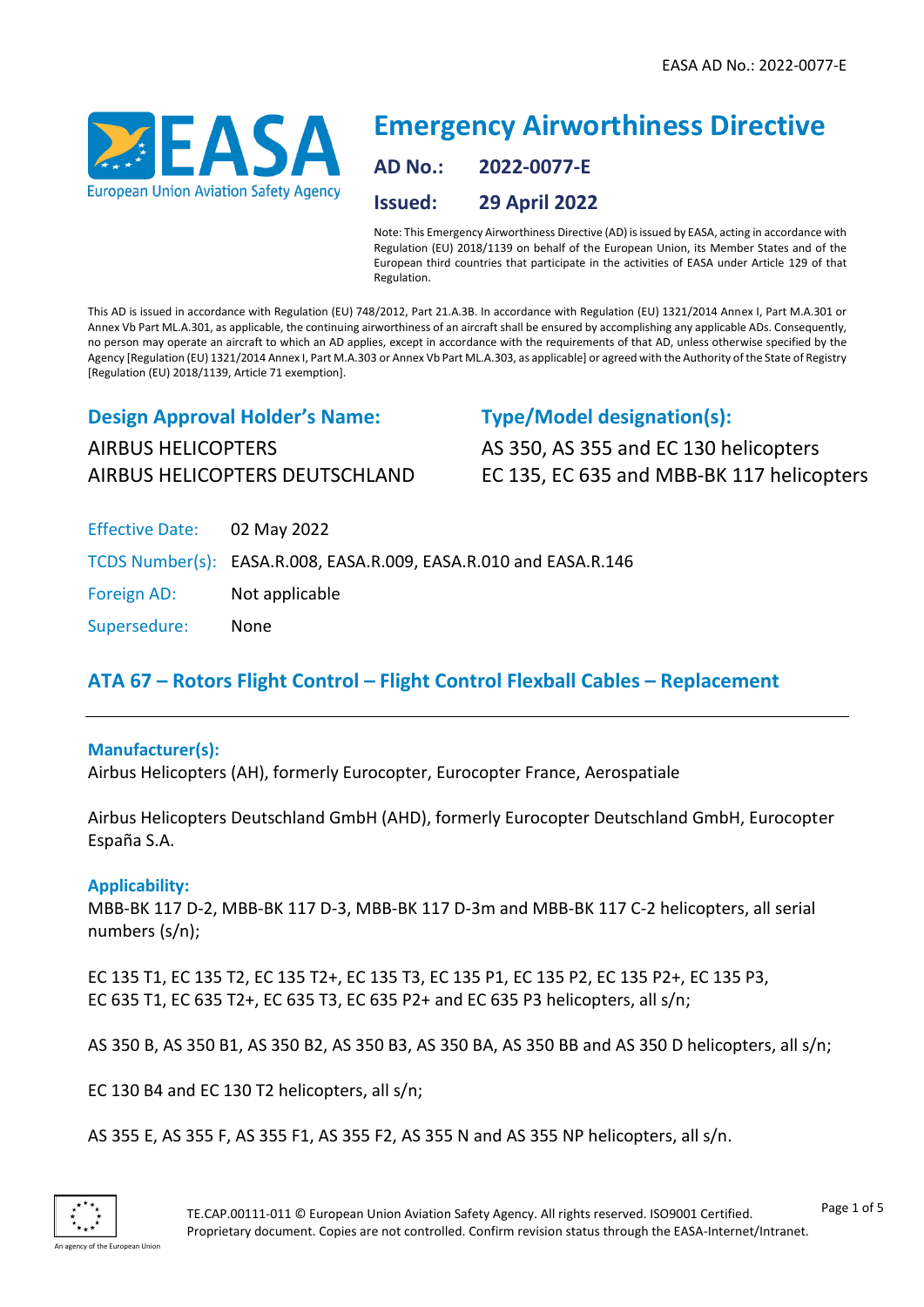# Emergency Airworthiness Directive

**AD No.:** 2022-0077-E

**Issued:** 29 April 2022

Note: This Emergency Airworthiness Directive (AD) is issued by EASA, acting in accordance with Regulation (EU) 2018/1139 on behalf of the European Union, its Member States and of the European third countries that participate in the activities of EASA under Article 129 of that Regulation.

This AD is issued in accordance with Regulation (EU) 748/2012, Part 21.A.3B. In accordance with Regulation (EU) 1321/2014 Annex I, Part M.A.301 or Annex Vb Part ML.A.301, as applicable, the continuing airworthiness of an aircraft shall be ensured by accomplishing any applicable ADs. Consequently, no person may operate an aircraft to which an AD applies, except in accordance with the requirements of that AD, unless otherwise specified by the Agency [Regulation (EU) 1321/2014 Annex I, Part M.A.303 or Annex Vb Part ML.A.303, as applicable] or agreed with the Authority of the State of Registry [Regulation (EU) 2018/1139, Article 71 exemption].

## Design Approval Holder's Name:

AIRBUS HELICOPTERS
AIRBUS HELICOPTERS DEUTSCHLAND

## Type/Model designation(s):

AS 350, AS 355 and EC 130 helicopters
EC 135, EC 635 and MBB-BK 117 helicopters

Effective Date: 02 May 2022

TCDS Number(s): EASA.R.008, EASA.R.009, EASA.R.010 and EASA.R.146

Foreign AD: Not applicable

Supersedure: None

## ATA 67 – Rotors Flight Control – Flight Control Flexball Cables – Replacement

### Manufacturer(s):

Airbus Helicopters (AH), formerly Eurocopter, Eurocopter France, Aerospatiale

Airbus Helicopters Deutschland GmbH (AHD), formerly Eurocopter Deutschland GmbH, Eurocopter España S.A.

### Applicability:

MBB-BK 117 D-2, MBB-BK 117 D-3, MBB-BK 117 D-3m and MBB-BK 117 C-2 helicopters, all serial numbers (s/n);

EC 135 T1, EC 135 T2, EC 135 T2+, EC 135 T3, EC 135 P1, EC 135 P2, EC 135 P2+, EC 135 P3, EC 635 T1, EC 635 T2+, EC 635 T3, EC 635 P2+ and EC 635 P3 helicopters, all s/n;

AS 350 B, AS 350 B1, AS 350 B2, AS 350 B3, AS 350 BA, AS 350 BB and AS 350 D helicopters, all s/n;

EC 130 B4 and EC 130 T2 helicopters, all s/n;

AS 355 E, AS 355 F, AS 355 F1, AS 355 F2, AS 355 N and AS 355 NP helicopters, all s/n.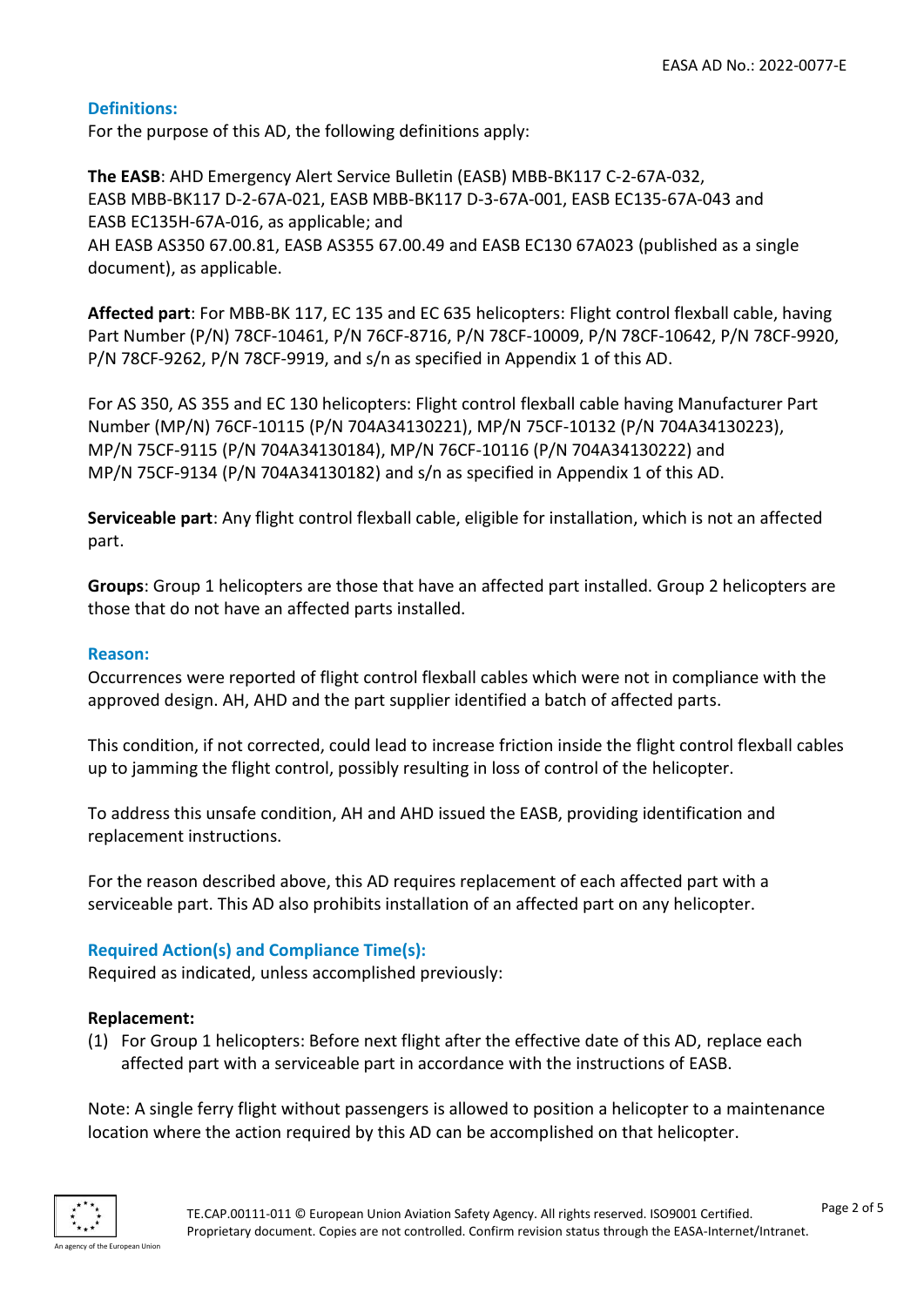### Definitions:

For the purpose of this AD, the following definitions apply:

**The EASB**: AHD Emergency Alert Service Bulletin (EASB) MBB-BK117 C-2-67A-032, EASB MBB-BK117 D-2-67A-021, EASB MBB-BK117 D-3-67A-001, EASB EC135-67A-043 and EASB EC135H-67A-016, as applicable; and
AH EASB AS350 67.00.81, EASB AS355 67.00.49 and EASB EC130 67A023 (published as a single document), as applicable.

**Affected part**: For MBB-BK 117, EC 135 and EC 635 helicopters: Flight control flexball cable, having Part Number (P/N) 78CF-10461, P/N 76CF-8716, P/N 78CF-10009, P/N 78CF-10642, P/N 78CF-9920, P/N 78CF-9262, P/N 78CF-9919, and s/n as specified in Appendix 1 of this AD.

For AS 350, AS 355 and EC 130 helicopters: Flight control flexball cable having Manufacturer Part Number (MP/N) 76CF-10115 (P/N 704A34130221), MP/N 75CF-10132 (P/N 704A34130223), MP/N 75CF-9115 (P/N 704A34130184), MP/N 76CF-10116 (P/N 704A34130222) and MP/N 75CF-9134 (P/N 704A34130182) and s/n as specified in Appendix 1 of this AD.

**Serviceable part**: Any flight control flexball cable, eligible for installation, which is not an affected part.

**Groups**: Group 1 helicopters are those that have an affected part installed. Group 2 helicopters are those that do not have an affected parts installed.

### Reason:

Occurrences were reported of flight control flexball cables which were not in compliance with the approved design. AH, AHD and the part supplier identified a batch of affected parts.

This condition, if not corrected, could lead to increase friction inside the flight control flexball cables up to jamming the flight control, possibly resulting in loss of control of the helicopter.

To address this unsafe condition, AH and AHD issued the EASB, providing identification and replacement instructions.

For the reason described above, this AD requires replacement of each affected part with a serviceable part. This AD also prohibits installation of an affected part on any helicopter.

### Required Action(s) and Compliance Time(s):

Required as indicated, unless accomplished previously:

**Replacement:**

(1) For Group 1 helicopters: Before next flight after the effective date of this AD, replace each affected part with a serviceable part in accordance with the instructions of EASB.

Note: A single ferry flight without passengers is allowed to position a helicopter to a maintenance location where the action required by this AD can be accomplished on that helicopter.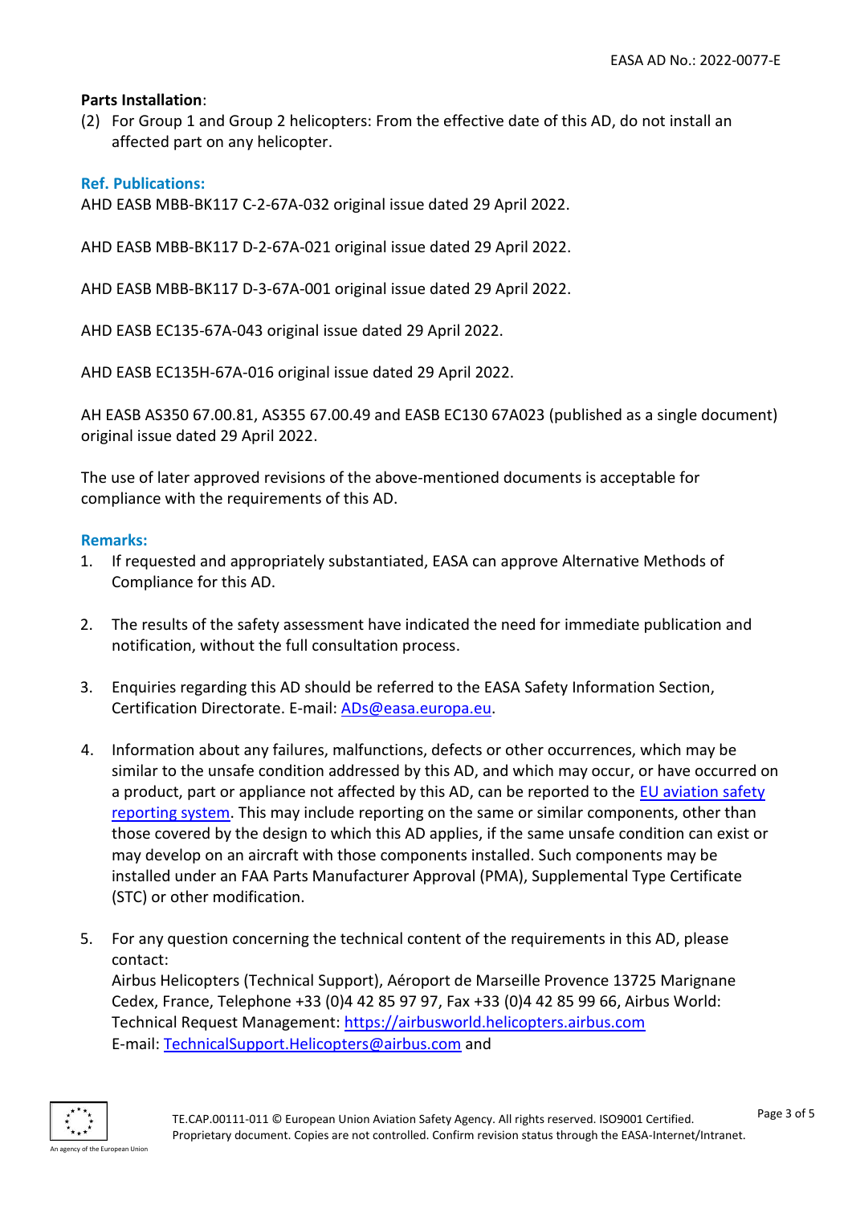**Parts Installation**:

(2) For Group 1 and Group 2 helicopters: From the effective date of this AD, do not install an affected part on any helicopter.

**Ref. Publications:**

AHD EASB MBB-BK117 C-2-67A-032 original issue dated 29 April 2022.

AHD EASB MBB-BK117 D-2-67A-021 original issue dated 29 April 2022.

AHD EASB MBB-BK117 D-3-67A-001 original issue dated 29 April 2022.

AHD EASB EC135-67A-043 original issue dated 29 April 2022.

AHD EASB EC135H-67A-016 original issue dated 29 April 2022.

AH EASB AS350 67.00.81, AS355 67.00.49 and EASB EC130 67A023 (published as a single document) original issue dated 29 April 2022.

The use of later approved revisions of the above-mentioned documents is acceptable for compliance with the requirements of this AD.

**Remarks:**

1. If requested and appropriately substantiated, EASA can approve Alternative Methods of Compliance for this AD.

2. The results of the safety assessment have indicated the need for immediate publication and notification, without the full consultation process.

3. Enquiries regarding this AD should be referred to the EASA Safety Information Section, Certification Directorate. E-mail: ADs@easa.europa.eu.

4. Information about any failures, malfunctions, defects or other occurrences, which may be similar to the unsafe condition addressed by this AD, and which may occur, or have occurred on a product, part or appliance not affected by this AD, can be reported to the EU aviation safety reporting system. This may include reporting on the same or similar components, other than those covered by the design to which this AD applies, if the same unsafe condition can exist or may develop on an aircraft with those components installed. Such components may be installed under an FAA Parts Manufacturer Approval (PMA), Supplemental Type Certificate (STC) or other modification.

5. For any question concerning the technical content of the requirements in this AD, please contact:
   Airbus Helicopters (Technical Support), Aéroport de Marseille Provence 13725 Marignane Cedex, France, Telephone +33 (0)4 42 85 97 97, Fax +33 (0)4 42 85 99 66, Airbus World: Technical Request Management: https://airbusworld.helicopters.airbus.com
   E-mail: TechnicalSupport.Helicopters@airbus.com and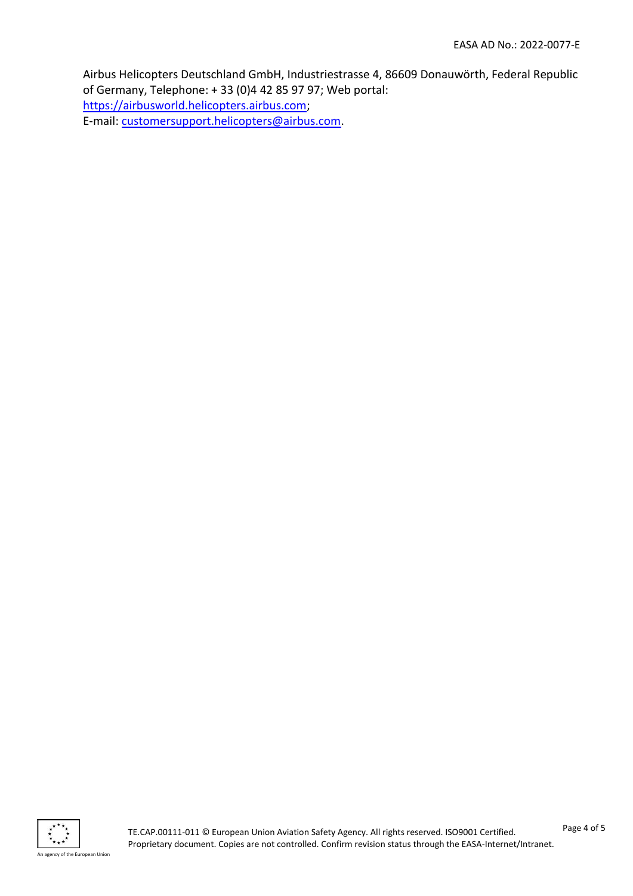Airbus Helicopters Deutschland GmbH, Industriestrasse 4, 86609 Donauwörth, Federal Republic of Germany, Telephone: + 33 (0)4 42 85 97 97; Web portal: https://airbusworld.helicopters.airbus.com;
E-mail: customersupport.helicopters@airbus.com.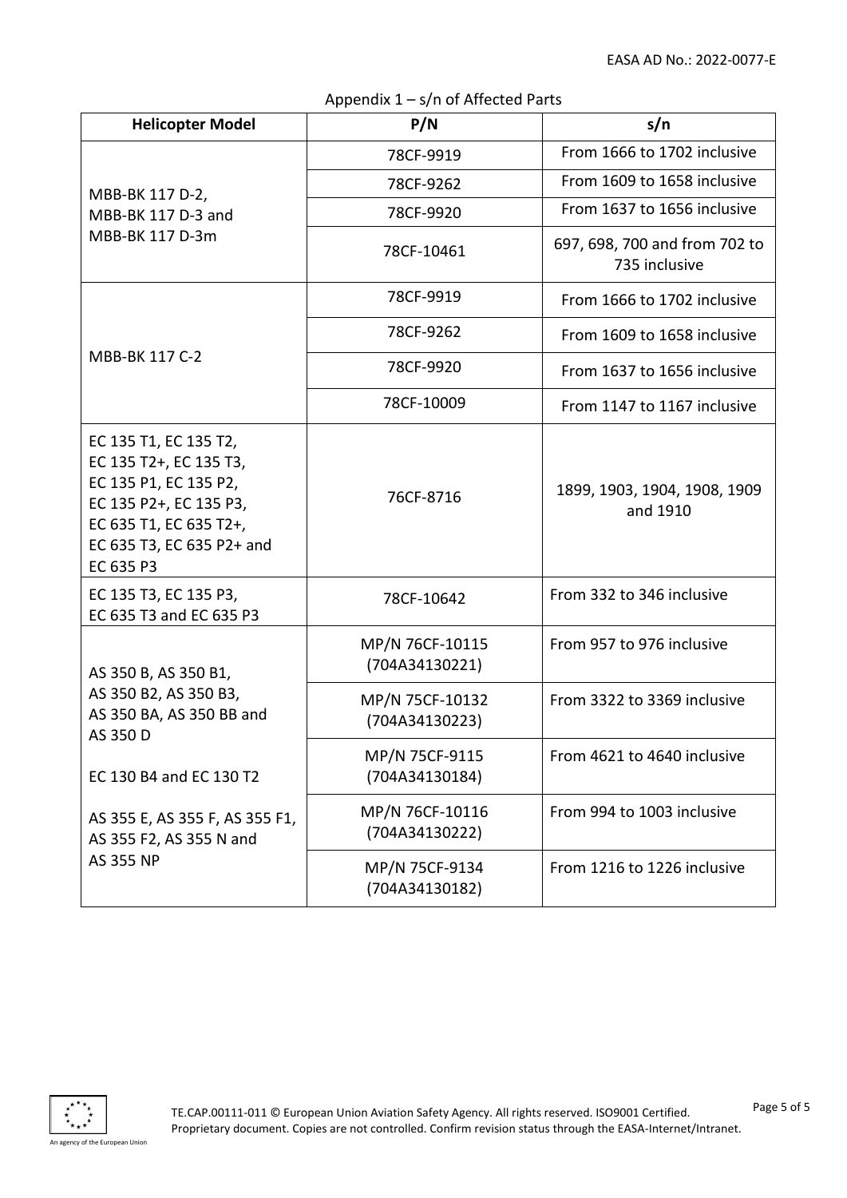Appendix 1 – s/n of Affected Parts

| Helicopter Model | P/N | s/n |
|---|---|---|
| MBB-BK 117 D-2, MBB-BK 117 D-3 and MBB-BK 117 D-3m | 78CF-9919 | From 1666 to 1702 inclusive |
| | 78CF-9262 | From 1609 to 1658 inclusive |
| | 78CF-9920 | From 1637 to 1656 inclusive |
| | 78CF-10461 | 697, 698, 700 and from 702 to 735 inclusive |
| MBB-BK 117 C-2 | 78CF-9919 | From 1666 to 1702 inclusive |
| | 78CF-9262 | From 1609 to 1658 inclusive |
| | 78CF-9920 | From 1637 to 1656 inclusive |
| | 78CF-10009 | From 1147 to 1167 inclusive |
| EC 135 T1, EC 135 T2, EC 135 T2+, EC 135 T3, EC 135 P1, EC 135 P2, EC 135 P2+, EC 135 P3, EC 635 T1, EC 635 T2+, EC 635 T3, EC 635 P2+ and EC 635 P3 | 76CF-8716 | 1899, 1903, 1904, 1908, 1909 and 1910 |
| EC 135 T3, EC 135 P3, EC 635 T3 and EC 635 P3 | 78CF-10642 | From 332 to 346 inclusive |
| AS 350 B, AS 350 B1, AS 350 B2, AS 350 B3, AS 350 BA, AS 350 BB and AS 350 D<br><br>EC 130 B4 and EC 130 T2<br><br>AS 355 E, AS 355 F, AS 355 F1, AS 355 F2, AS 355 N and AS 355 NP | MP/N 76CF-10115 (704A34130221) | From 957 to 976 inclusive |
| | MP/N 75CF-10132 (704A34130223) | From 3322 to 3369 inclusive |
| | MP/N 75CF-9115 (704A34130184) | From 4621 to 4640 inclusive |
| | MP/N 76CF-10116 (704A34130222) | From 994 to 1003 inclusive |
| | MP/N 75CF-9134 (704A34130182) | From 1216 to 1226 inclusive |